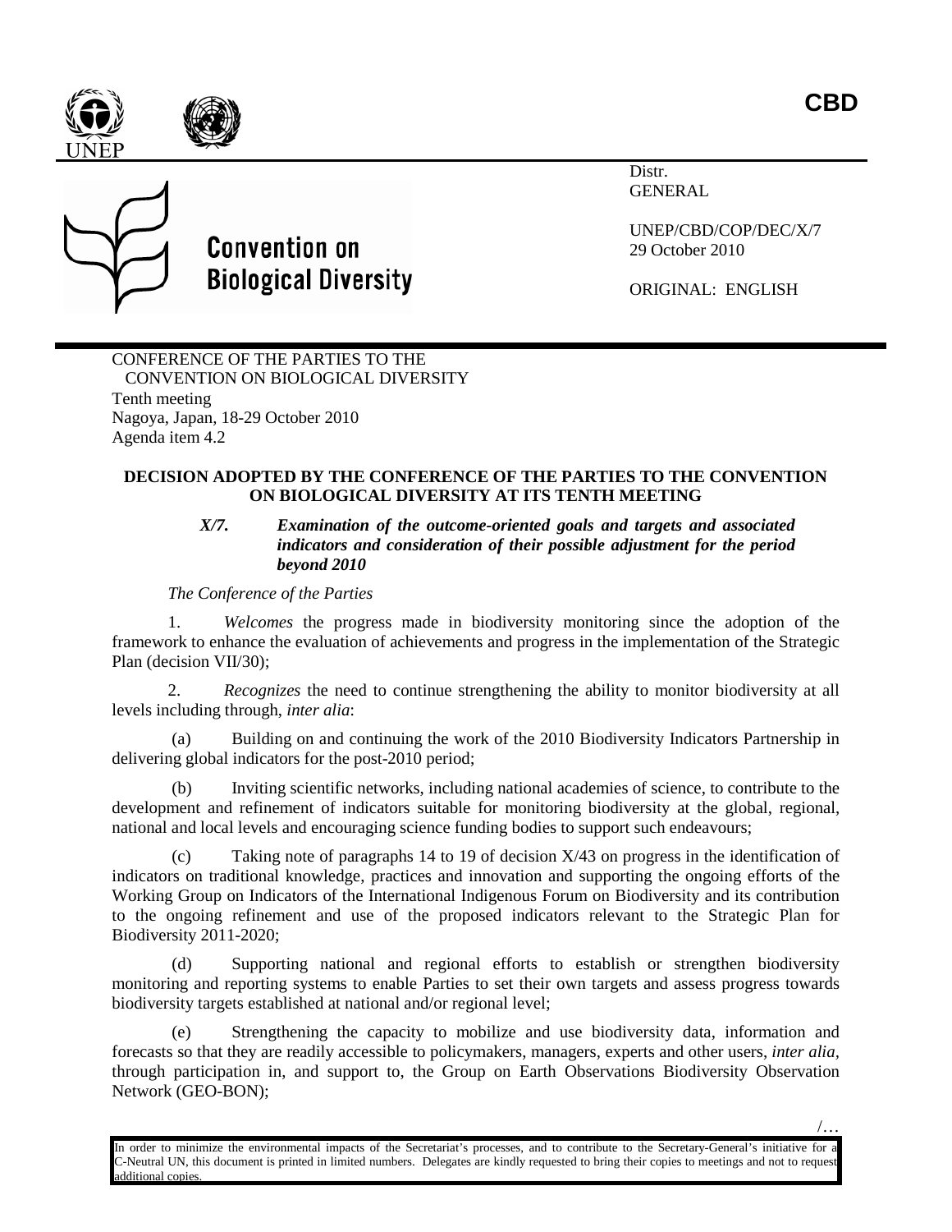CBD

Distr.
GENERAL

UNEP/CBD/COP/DEC/X/7
29 October 2010

ORIGINAL: ENGLISH

Convention on Biological Diversity

CONFERENCE OF THE PARTIES TO THE CONVENTION ON BIOLOGICAL DIVERSITY
Tenth meeting
Nagoya, Japan, 18-29 October 2010
Agenda item 4.2

**DECISION ADOPTED BY THE CONFERENCE OF THE PARTIES TO THE CONVENTION ON BIOLOGICAL DIVERSITY AT ITS TENTH MEETING**

***X/7. Examination of the outcome-oriented goals and targets and associated indicators and consideration of their possible adjustment for the period beyond 2010***

*The Conference of the Parties*

1. *Welcomes* the progress made in biodiversity monitoring since the adoption of the framework to enhance the evaluation of achievements and progress in the implementation of the Strategic Plan (decision VII/30);

2. *Recognizes* the need to continue strengthening the ability to monitor biodiversity at all levels including through, *inter alia*:

(a) Building on and continuing the work of the 2010 Biodiversity Indicators Partnership in delivering global indicators for the post-2010 period;

(b) Inviting scientific networks, including national academies of science, to contribute to the development and refinement of indicators suitable for monitoring biodiversity at the global, regional, national and local levels and encouraging science funding bodies to support such endeavours;

(c) Taking note of paragraphs 14 to 19 of decision X/43 on progress in the identification of indicators on traditional knowledge, practices and innovation and supporting the ongoing efforts of the Working Group on Indicators of the International Indigenous Forum on Biodiversity and its contribution to the ongoing refinement and use of the proposed indicators relevant to the Strategic Plan for Biodiversity 2011-2020;

(d) Supporting national and regional efforts to establish or strengthen biodiversity monitoring and reporting systems to enable Parties to set their own targets and assess progress towards biodiversity targets established at national and/or regional level;

(e) Strengthening the capacity to mobilize and use biodiversity data, information and forecasts so that they are readily accessible to policymakers, managers, experts and other users, *inter alia*, through participation in, and support to, the Group on Earth Observations Biodiversity Observation Network (GEO-BON);

In order to minimize the environmental impacts of the Secretariat's processes, and to contribute to the Secretary-General's initiative for a C-Neutral UN, this document is printed in limited numbers. Delegates are kindly requested to bring their copies to meetings and not to request additional copies.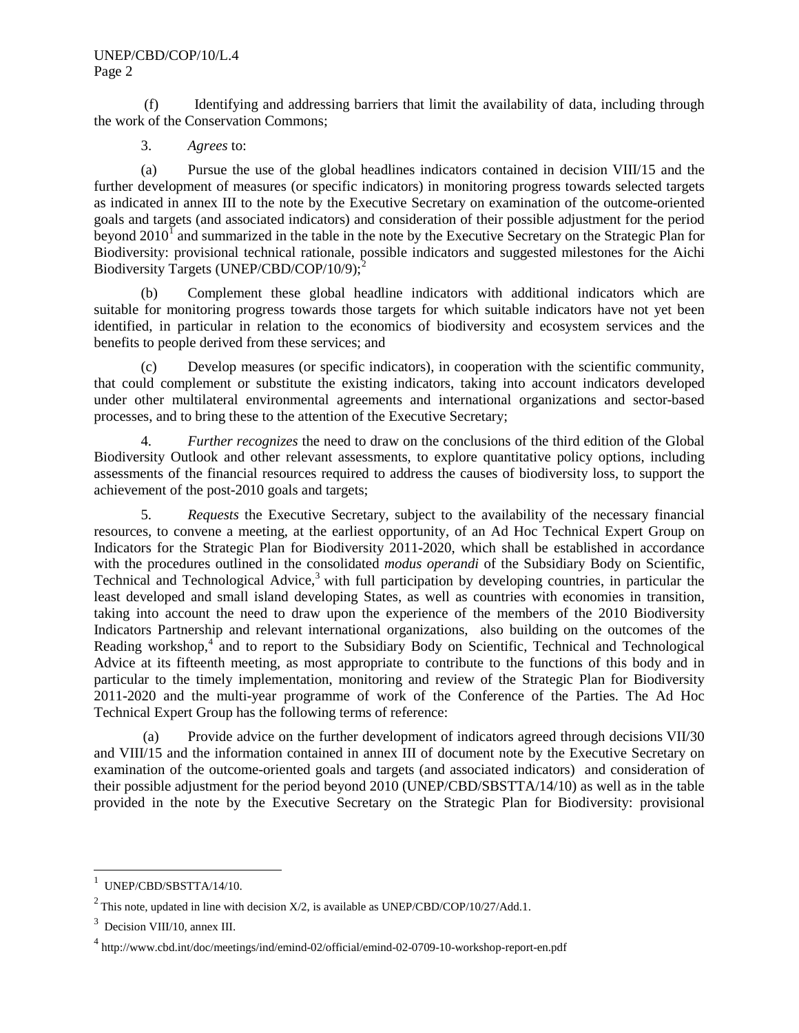(f) Identifying and addressing barriers that limit the availability of data, including through the work of the Conservation Commons;

3. *Agrees* to:

(a) Pursue the use of the global headlines indicators contained in decision VIII/15 and the further development of measures (or specific indicators) in monitoring progress towards selected targets as indicated in annex III to the note by the Executive Secretary on examination of the outcome-oriented goals and targets (and associated indicators) and consideration of their possible adjustment for the period beyond 2010[1] and summarized in the table in the note by the Executive Secretary on the Strategic Plan for Biodiversity: provisional technical rationale, possible indicators and suggested milestones for the Aichi Biodiversity Targets (UNEP/CBD/COP/10/9);[2]

(b) Complement these global headline indicators with additional indicators which are suitable for monitoring progress towards those targets for which suitable indicators have not yet been identified, in particular in relation to the economics of biodiversity and ecosystem services and the benefits to people derived from these services; and

(c) Develop measures (or specific indicators), in cooperation with the scientific community, that could complement or substitute the existing indicators, taking into account indicators developed under other multilateral environmental agreements and international organizations and sector-based processes, and to bring these to the attention of the Executive Secretary;

4. *Further recognizes* the need to draw on the conclusions of the third edition of the Global Biodiversity Outlook and other relevant assessments, to explore quantitative policy options, including assessments of the financial resources required to address the causes of biodiversity loss, to support the achievement of the post-2010 goals and targets;

5. *Requests* the Executive Secretary, subject to the availability of the necessary financial resources, to convene a meeting, at the earliest opportunity, of an Ad Hoc Technical Expert Group on Indicators for the Strategic Plan for Biodiversity 2011-2020, which shall be established in accordance with the procedures outlined in the consolidated *modus operandi* of the Subsidiary Body on Scientific, Technical and Technological Advice,[3] with full participation by developing countries, in particular the least developed and small island developing States, as well as countries with economies in transition, taking into account the need to draw upon the experience of the members of the 2010 Biodiversity Indicators Partnership and relevant international organizations, also building on the outcomes of the Reading workshop,[4] and to report to the Subsidiary Body on Scientific, Technical and Technological Advice at its fifteenth meeting, as most appropriate to contribute to the functions of this body and in particular to the timely implementation, monitoring and review of the Strategic Plan for Biodiversity 2011-2020 and the multi-year programme of work of the Conference of the Parties. The Ad Hoc Technical Expert Group has the following terms of reference:

(a) Provide advice on the further development of indicators agreed through decisions VII/30 and VIII/15 and the information contained in annex III of document note by the Executive Secretary on examination of the outcome-oriented goals and targets (and associated indicators) and consideration of their possible adjustment for the period beyond 2010 (UNEP/CBD/SBSTTA/14/10) as well as in the table provided in the note by the Executive Secretary on the Strategic Plan for Biodiversity: provisional

---

[1] UNEP/CBD/SBSTTA/14/10.

[2] This note, updated in line with decision X/2, is available as UNEP/CBD/COP/10/27/Add.1.

[3] Decision VIII/10, annex III.

[4] http://www.cbd.int/doc/meetings/ind/emind-02/official/emind-02-0709-10-workshop-report-en.pdf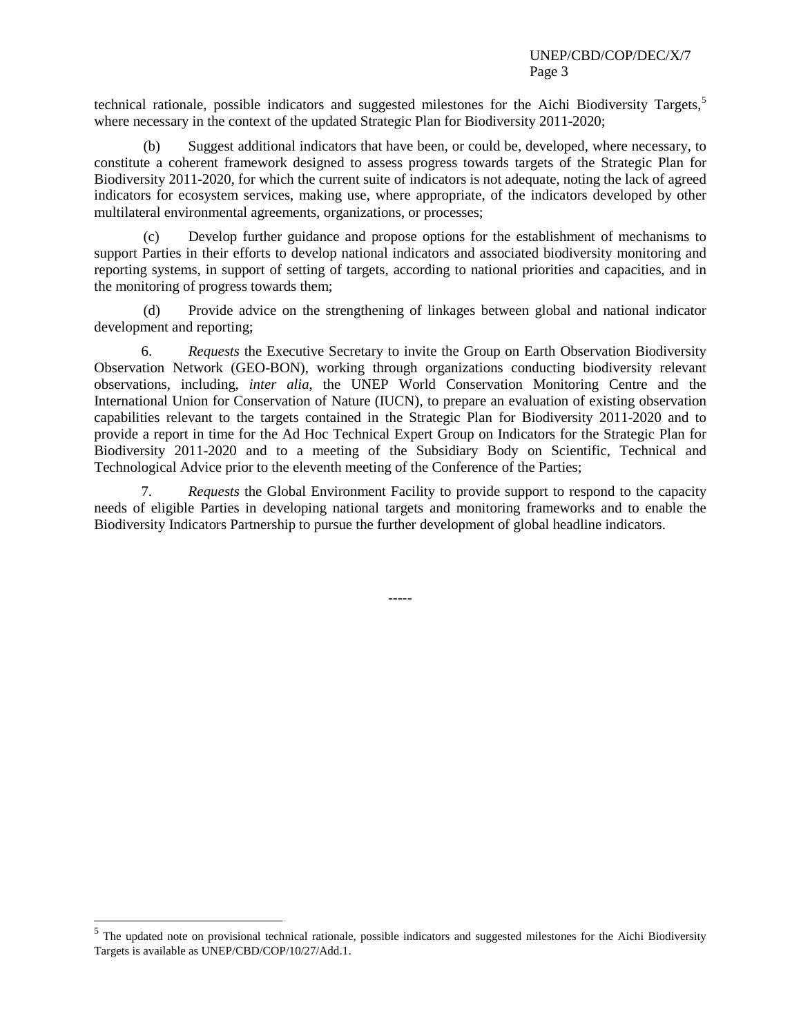technical rationale, possible indicators and suggested milestones for the Aichi Biodiversity Targets,[5] where necessary in the context of the updated Strategic Plan for Biodiversity 2011-2020;

(b) Suggest additional indicators that have been, or could be, developed, where necessary, to constitute a coherent framework designed to assess progress towards targets of the Strategic Plan for Biodiversity 2011-2020, for which the current suite of indicators is not adequate, noting the lack of agreed indicators for ecosystem services, making use, where appropriate, of the indicators developed by other multilateral environmental agreements, organizations, or processes;

(c) Develop further guidance and propose options for the establishment of mechanisms to support Parties in their efforts to develop national indicators and associated biodiversity monitoring and reporting systems, in support of setting of targets, according to national priorities and capacities, and in the monitoring of progress towards them;

(d) Provide advice on the strengthening of linkages between global and national indicator development and reporting;

6. *Requests* the Executive Secretary to invite the Group on Earth Observation Biodiversity Observation Network (GEO-BON), working through organizations conducting biodiversity relevant observations, including, *inter alia*, the UNEP World Conservation Monitoring Centre and the International Union for Conservation of Nature (IUCN), to prepare an evaluation of existing observation capabilities relevant to the targets contained in the Strategic Plan for Biodiversity 2011-2020 and to provide a report in time for the Ad Hoc Technical Expert Group on Indicators for the Strategic Plan for Biodiversity 2011-2020 and to a meeting of the Subsidiary Body on Scientific, Technical and Technological Advice prior to the eleventh meeting of the Conference of the Parties;

7. *Requests* the Global Environment Facility to provide support to respond to the capacity needs of eligible Parties in developing national targets and monitoring frameworks and to enable the Biodiversity Indicators Partnership to pursue the further development of global headline indicators.

-----

[5] The updated note on provisional technical rationale, possible indicators and suggested milestones for the Aichi Biodiversity Targets is available as UNEP/CBD/COP/10/27/Add.1.